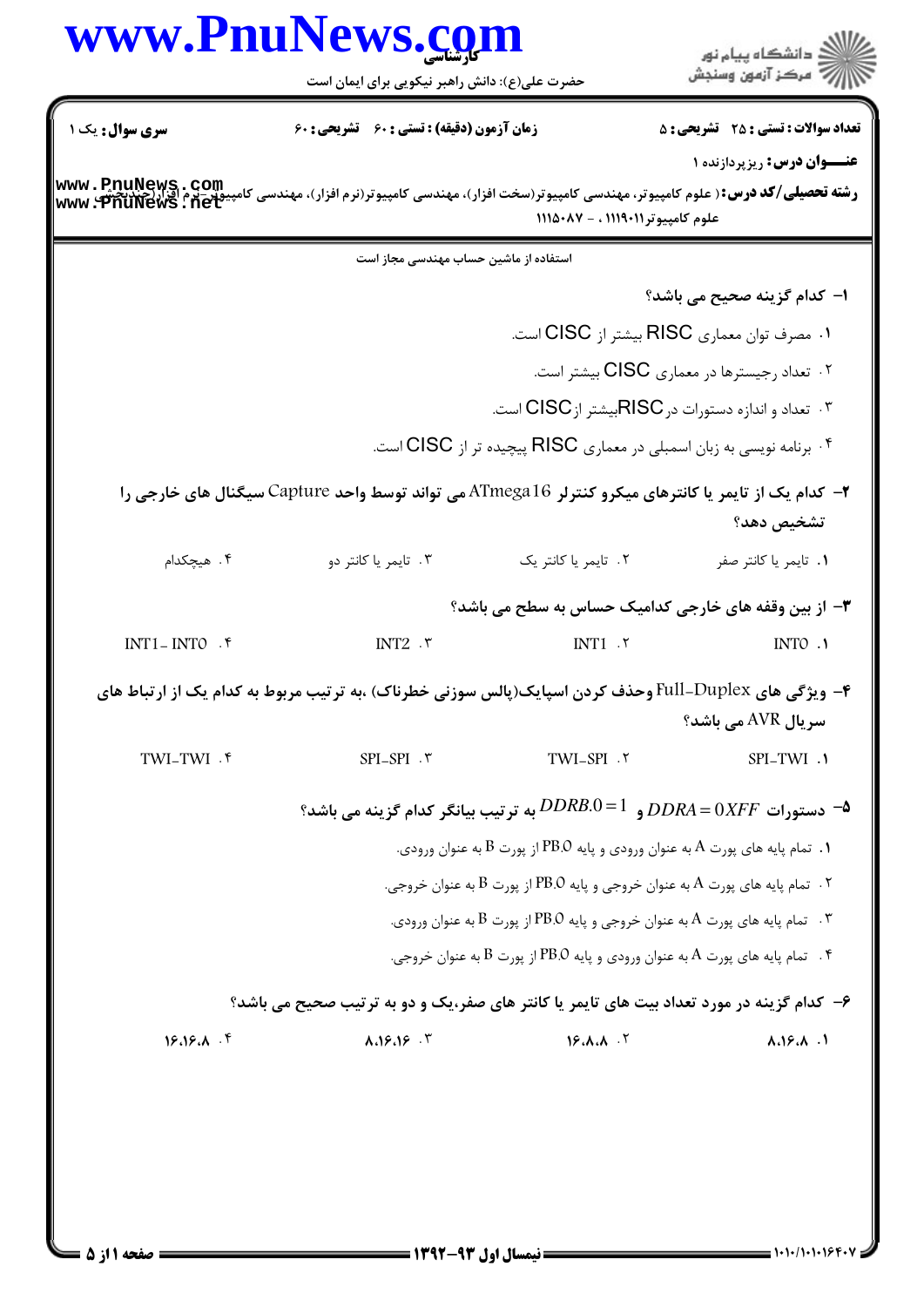کارشناسی

حضرت علی(ع): دانش راهبر نیکویی برای ایمان است

**سری سوال:** یک ۱ | **زمان آزمون (دقیقه) : تستی : ۶۰ تشریحی : ۶۰** | **تعداد سوالات : تستی : ۲۵ تشریحی : ۵**

**عنـــوان درس:** ریزپردازنده ۱

**رشته تحصیلی/کد درس:** ( علوم کامپیوتر، مهندسی کامپیوتر(سخت افزار)، مهندسی کامپیوتر(نرم افزار)، مهندسی کامپیوتر-نرم افزار(چندبخشی) علوم کامپیوتر۱۱۱۹۰۱۱ ، - ۱۱۱۵۰۸۷

استفاده از ماشین حساب مهندسی مجاز است

**۱- کدام گزینه صحیح می باشد؟**

۱. مصرف توان معماری RISC بیشتر از CISC است.

۲. تعداد رجیسترها در معماری CISC بیشتر است.

۳. تعداد و اندازه دستورات در RISC بیشتر از CISC است.

۴. برنامه نویسی به زبان اسمبلی در معماری RISC پیچیده تر از CISC است.

**۲- کدام یک از تایمر یا کانترهای میکرو کنترلر ATmega16 می تواند توسط واحد Capture سیگنال های خارجی را تشخیص دهد؟**

۱. تایمر یا کانتر صفر &nbsp;&nbsp; ۲. تایمر یا کانتر یک &nbsp;&nbsp; ۳. تایمر یا کانتر دو &nbsp;&nbsp; ۴. هیچکدام

**۳- از بین وقفه های خارجی کدامیک حساس به سطح می باشد؟**

۱. INT0 &nbsp;&nbsp; ۲. INT1 &nbsp;&nbsp; ۳. INT2 &nbsp;&nbsp; ۴. INT1- INT0

**۴- ویژگی های Full-Duplex وحذف کردن اسپایک(پالس سوزنی خطرناک) ،به ترتیب مربوط به کدام یک از ارتباط های سریال AVR می باشد؟**

۱. SPI-TWI &nbsp;&nbsp; ۲. TWI-SPI &nbsp;&nbsp; ۳. SPI-SPI &nbsp;&nbsp; ۴. TWI-TWI

**۵- دستورات $DDRA = 0XFF$ و $DDRB.0 = 1$ به ترتیب بیانگر کدام گزینه می باشد؟**

۱. تمام پایه های پورت A به عنوان ورودی و پایه PB.0 از پورت B به عنوان ورودی.

۲. تمام پایه های پورت A به عنوان خروجی و پایه PB.0 از پورت B به عنوان خروجی.

۳. تمام پایه های پورت A به عنوان خروجی و پایه PB.0 از پورت B به عنوان ورودی.

۴. تمام پایه های پورت A به عنوان ورودی و پایه PB.0 از پورت B به عنوان خروجی.

**۶- کدام گزینه در مورد تعداد بیت های تایمر یا کانتر های صفر،یک و دو به ترتیب صحیح می باشد؟**

۱. ۸،۱۶،۸ &nbsp;&nbsp; ۲. ۱۶،۸،۸ &nbsp;&nbsp; ۳. ۸،۱۶،۱۶ &nbsp;&nbsp; ۴. ۱۶،۱۶،۸

نیمسال اول ۹۳-۱۳۹۲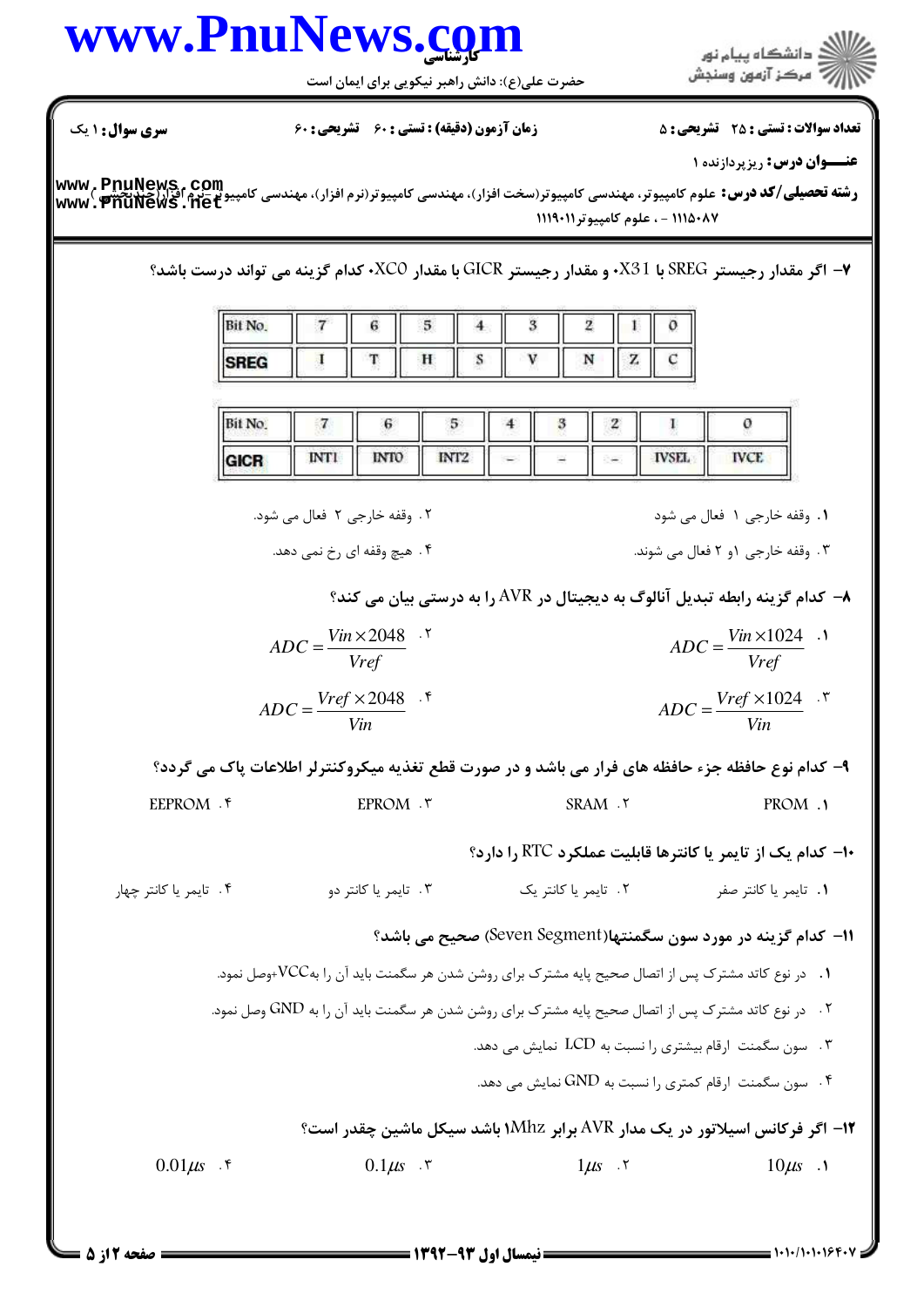**سری سوال:** ۱ یک | **زمان آزمون (دقیقه) : تستی :** ۶۰ **تشریحی :** ۶۰ | **تعداد سوالات : تستی :** ۲۵ **تشریحی :** ۵

**عنـــوان درس:** ریزپردازنده ۱

**رشته تحصیلی/کد درس:** علوم کامپیوتر، مهندسی کامپیوتر(سخت افزار)، مهندسی کامپیوتر(نرم افزار)، مهندسی کامپیوتر-نرم افزار(چندبخشی) ۱۱۱۵۰۸۷ - ، علوم کامپیوتر۱۱۱۹۰۱۱

۷- اگر مقدار رجیستر SREG با 0X31 و مقدار رجیستر GICR با مقدار 0XC0 کدام گزینه می تواند درست باشد؟

| Bit No. | 7 | 6 | 5 | 4 | 3 | 2 | 1 | 0 |
|---|---|---|---|---|---|---|---|---|
| SREG | I | T | H | S | V | N | Z | C |

| Bit No. | 7 | 6 | 5 | 4 | 3 | 2 | 1 | 0 |
|---|---|---|---|---|---|---|---|---|
| GICR | INT1 | INT0 | INT2 | - | - | - | IVSEL | IVCE |

۱. وقفه خارجی ۱ فعال می شود

۲. وقفه خارجی ۲ فعال می شود.

۳. وقفه خارجی ۱و ۲ فعال می شوند.

۴. هیچ وقفه ای رخ نمی دهد.

۸- کدام گزینه رابطه تبدیل آنالوگ به دیجیتال در AVR را به درستی بیان می کند؟

۱. $ADC = \dfrac{Vin \times 1024}{Vref}$

۲. $ADC = \dfrac{Vin \times 2048}{Vref}$

۳. $ADC = \dfrac{Vref \times 1024}{Vin}$

۴. $ADC = \dfrac{Vref \times 2048}{Vin}$

۹- کدام نوع حافظه جزء حافظه های فرار می باشد و در صورت قطع تغذیه میکروکنترلر اطلاعات پاک می گردد؟

۱. PROM

۲. SRAM

۳. EPROM

۴. EEPROM

۱۰- کدام یک از تایمر یا کانترها قابلیت عملکرد RTC را دارد؟

۱. تایمر یا کانتر صفر

۲. تایمر یا کانتر یک

۳. تایمر یا کانتر دو

۴. تایمر یا کانتر چهار

۱۱- کدام گزینه در مورد سون سگمنتها(Seven Segment) صحیح می باشد؟

۱. در نوع کاتد مشترک پس از اتصال صحیح پایه مشترک برای روشن شدن هر سگمنت باید آن را به VCC+ وصل نمود.

۲. در نوع کاتد مشترک پس از اتصال صحیح پایه مشترک برای روشن شدن هر سگمنت باید آن را به GND وصل نمود.

۳. سون سگمنت ارقام بیشتری را نسبت به LCD نمایش می دهد.

۴. سون سگمنت ارقام کمتری را نسبت به GND نمایش می دهد.

۱۲- اگر فرکانس اسیلاتور در یک مدار AVR برابر 1Mhz باشد سیکل ماشین چقدر است؟

۱. $10\mu s$

۲. $1\mu s$

۳. $0.1\mu s$

۴. $0.01\mu s$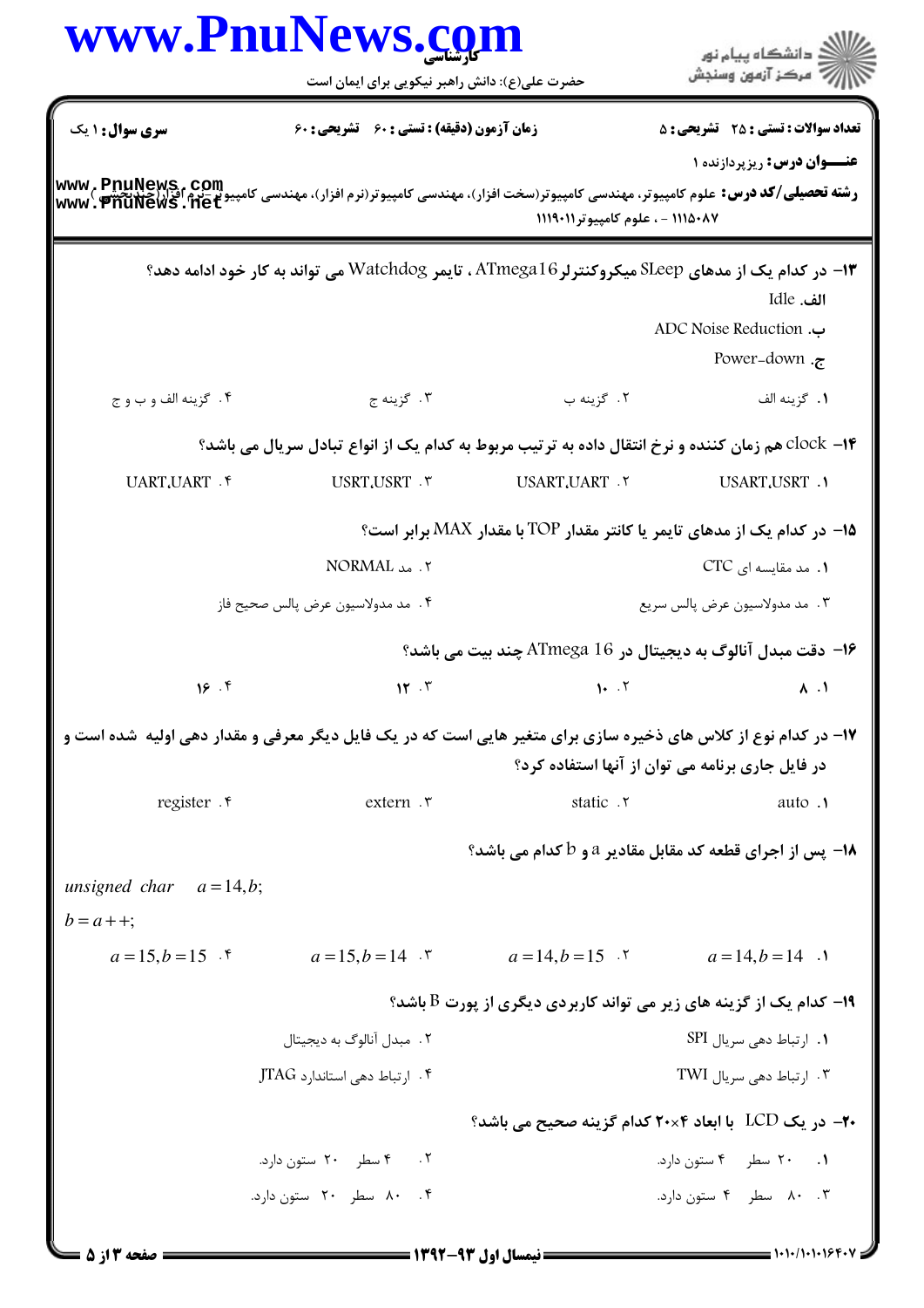**سری سوال:** ۱ یک | **زمان آزمون (دقیقه) :** تستی : ۶۰ تشریحی : ۶۰ | **تعداد سوالات :** تستی : ۲۵ تشریحی : ۵

**عنـــوان درس:** ریزپردازنده ۱

**رشته تحصیلی/کد درس:** علوم کامپیوتر، مهندسی کامپیوتر(سخت افزار)، مهندسی کامپیوتر(نرم افزار)، مهندسی کامپیوتر-نرم افزار(چندبخشی) ۱۱۱۵۰۸۷ - ، علوم کامپیوتر۱۱۱۹۰۱۱

۱۳- در کدام یک از مدهای SLeep میکروکنترلر ATmega16 ، تایمر Watchdog می تواند به کار خود ادامه دهد؟

الف. Idle

ب. ADC Noise Reduction

ج. Power-down

۱. گزینه الف ۲. گزینه ب ۳. گزینه ج ۴. گزینه الف و ب و ج

۱۴- clock هم زمان کننده و نرخ انتقال داده به ترتیب مربوط به کدام یک از انواع تبادل سریال می باشد؟

۱. USART,USRT ۲. USART,UART ۳. USRT,USRT ۴. UART,UART

۱۵- در کدام یک از مدهای تایمر یا کانتر مقدار TOP با مقدار MAX برابر است؟

۱. مد مقایسه ای CTC ۲. مد NORMAL

۳. مد مدولاسیون عرض پالس سریع ۴. مد مدولاسیون عرض پالس صحیح فاز

۱۶- دقت مبدل آنالوگ به دیجیتال در ATmega 16 چند بیت می باشد؟

۱. ۸ ۲. ۱۰ ۳. ۱۲ ۴. ۱۶

۱۷- در کدام نوع از کلاس های ذخیره سازی برای متغیر هایی است که در یک فایل دیگر معرفی و مقدار دهی اولیه شده است و در فایل جاری برنامه می توان از آنها استفاده کرد؟

۱. auto ۲. static ۳. extern ۴. register

۱۸- پس از اجرای قطعه کد مقابل مقادیر a و b کدام می باشد؟

$unsigned\ \ char \quad a = 14, b;$

$b = a++;$

۱. $a = 14, b = 14$ ۲. $a = 14, b = 15$ ۳. $a = 15, b = 14$ ۴. $a = 15, b = 15$

۱۹- کدام یک از گزینه های زیر می تواند کاربردی دیگری از پورت B باشد؟

۱. ارتباط دهی سریال SPI ۲. مبدل آنالوگ به دیجیتال

۳. ارتباط دهی سریال TWI ۴. ارتباط دهی استاندارد JTAG

۲۰- در یک LCD با ابعاد ۲۰×۴ کدام گزینه صحیح می باشد؟

۱. ۲۰ سطر ۴ ستون دارد. ۲. ۴ سطر ۲۰ ستون دارد.

۳. ۸۰ سطر ۴ ستون دارد. ۴. ۸۰ سطر ۲۰ ستون دارد.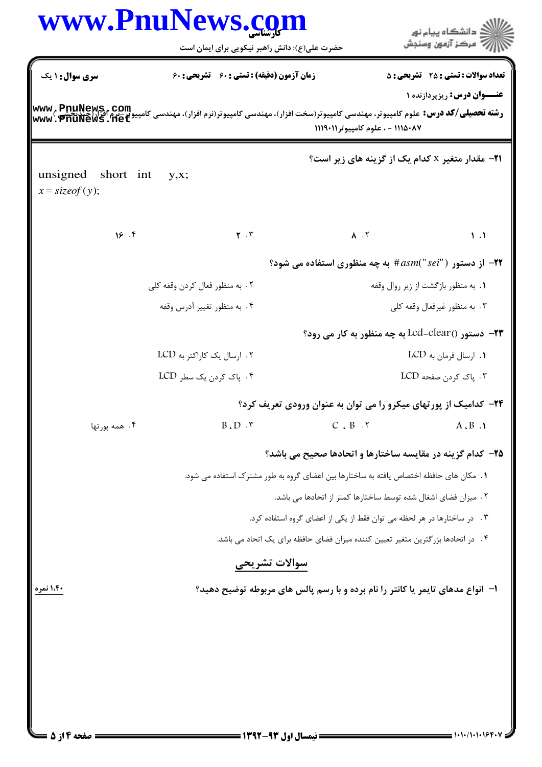**سری سوال:** ۱ یک

**زمان آزمون (دقیقه) : تستی : ۶۰ تشریحی : ۶۰**

**تعداد سوالات : تستی : ۲۵ تشریحی : ۵**

**عنـــوان درس:** ریزپردازنده ۱

**رشته تحصیلی/کد درس:** علوم کامپیوتر، مهندسی کامپیوتر(سخت افزار)، مهندسی کامپیوتر(نرم افزار)، مهندسی کامپیوتر-نرم افزار(چندبخشی) ۱۱۱۵۰۸۷ - ، علوم کامپیوتر۱۱۱۹۰۱۱

**۲۱-** مقدار متغیر x کدام یک از گزینه های زیر است؟

```
unsigned short int y,x;
x = sizeof(y);
```

۱. ۱ ۲. ۸ ۳. ۲ ۴. ۱۶

**۲۲-** از دستور $\#asm("sei")$ به چه منظوری استفاده می شود؟

۱. به منظور بازگشت از زیر روال وقفه

۲. به منظور فعال کردن وقفه کلی

۳. به منظور غیرفعال وقفه کلی

۴. به منظور تغییر آدرس وقفه

**۲۳-** دستور ()Lcd-clear به چه منظور به کار می رود؟

۱. ارسال فرمان به LCD

۲. ارسال یک کاراکتر به LCD

۳. پاک کردن صفحه LCD

۴. پاک کردن یک سطر LCD

**۲۴-** کدامیک از پورتهای میکرو را می توان به عنوان ورودی تعریف کرد؟

۱. A ،B ۲. C ، B ۳. B ،D ۴. همه پورتها

**۲۵-** کدام گزینه در مقایسه ساختارها و اتحادها صحیح می باشد؟

۱. مکان های حافظه اختصاص یافته به ساختارها بین اعضای گروه به طور مشترک استفاده می شود.

۲. میزان فضای اشغال شده توسط ساختارها کمتر از اتحادها می باشد.

۳. در ساختارها در هر لحظه می توان فقط از یکی از اعضای گروه استفاده کرد.

۴. در اتحادها بزرگترین متغیر تعیین کننده میزان فضای حافظه برای یک اتحاد می باشد.

## سوالات تشریحی

**۱-** انواع مدهای تایمر یا کانتر را نام برده و با رسم پالس های مربوطه توضیح دهید؟ (۱،۴۰ نمره)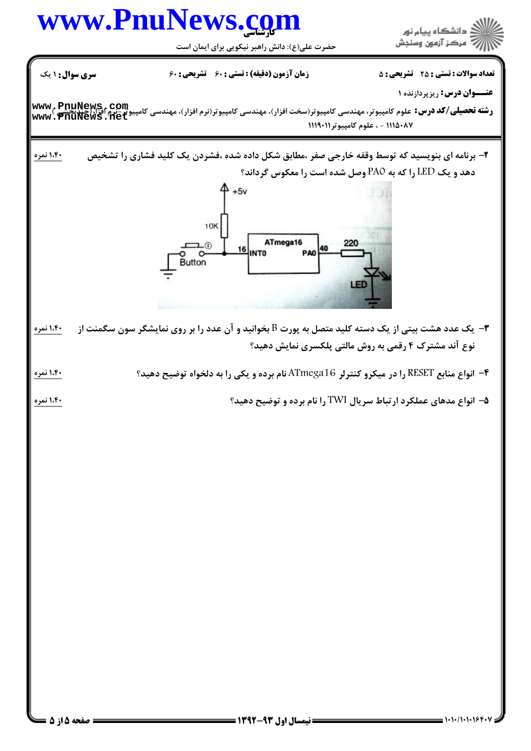**تعداد سوالات : تستی : ۲۵ تشریحی : ۵**　　**زمان آزمون (دقیقه) : تستی : ۶۰ تشریحی : ۶۰**　　**سری سوال :** ۱ یک

**عنـــوان درس:** ریزپردازنده ۱

**رشته تحصیلی/کد درس:** علوم کامپیوتر، مهندسی کامپیوتر(سخت افزار)، مهندسی کامپیوتر(نرم افزار)، مهندسی کامپیوتر-نرم افزار(چندبخشی) ۱۱۱۵۰۸۷ - ، علوم کامپیوتر۱۱۱۹۰۱۱

۲- برنامه ای بنویسید که توسط وقفه خارجی صفر ،مطابق شکل داده شده ،فشردن یک کلید فشاری را تشخیص دهد و یک LED را که به PA0 وصل شده است را معکوس گرداند؟ **۱،۴۰ نمره**

+5v

10K

Button

16 INT0

ATmega16

PA0 40

220

LED

۳- یک عدد هشت بیتی از یک دسته کلید متصل به پورت B بخوانید و آن عدد را بر روی نمایشگر سون سگمنت از نوع آند مشترک ۴ رقمی به روش مالتی پلکسری نمایش دهید؟ **۱،۴۰ نمره**

۴- انواع منابع RESET را در میکرو کنترلر ATmega16 نام برده و یکی را به دلخواه توضیح دهید؟ **۱،۴۰ نمره**

۵- انواع مدهای عملکرد ارتباط سریال TWI را نام برده و توضیح دهید؟ **۱،۴۰ نمره**